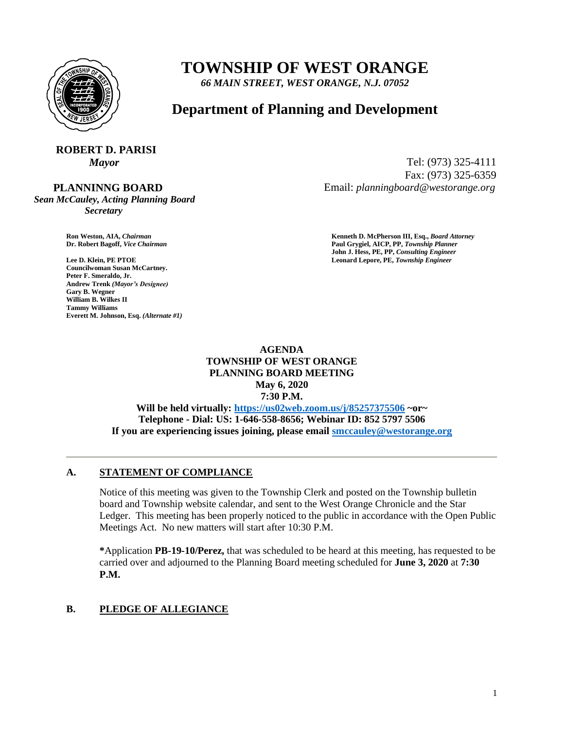# TOWNSHIP OF WEST ORANGE

*66 MAIN STREET, WEST ORANGE, N.J. 07052*

## Department of Planning and Development

**ROBERT D. PARISI**
*Mayor*

Tel: (973) 325-4111
Fax: (973) 325-6359
Email: *planningboard@westorange.org*

**PLANNINNG BOARD**
*Sean McCauley, Acting Planning Board Secretary*

**Ron Weston, AIA,** ***Chairman***
**Dr. Robert Bagoff,** ***Vice Chairman***

**Lee D. Klein, PE PTOE**
**Councilwoman Susan McCartney.**
**Peter F. Smeraldo, Jr.**
**Andrew Trenk** ***(Mayor's Designee)***
**Gary B. Wegner**
**William B. Wilkes II**
**Tammy Williams**
**Everett M. Johnson, Esq.** ***(Alternate #1)***

**Kenneth D. McPherson III, Esq.,** ***Board Attorney***
**Paul Grygiel, AICP, PP,** ***Township Planner***
**John J. Hess, PE, PP,** ***Consulting Engineer***
**Leonard Lepore, PE,** ***Township Engineer***

**AGENDA**
**TOWNSHIP OF WEST ORANGE**
**PLANNING BOARD MEETING**
**May 6, 2020**
**7:30 P.M.**

**Will be held virtually: https://us02web.zoom.us/j/85257375506 ~or~**
**Telephone - Dial: US: 1-646-558-8656; Webinar ID: 852 5797 5506**
**If you are experiencing issues joining, please email smccauley@westorange.org**

---

### A. STATEMENT OF COMPLIANCE

Notice of this meeting was given to the Township Clerk and posted on the Township bulletin board and Township website calendar, and sent to the West Orange Chronicle and the Star Ledger. This meeting has been properly noticed to the public in accordance with the Open Public Meetings Act. No new matters will start after 10:30 P.M.

**\***Application **PB-19-10/Perez,** that was scheduled to be heard at this meeting, has requested to be carried over and adjourned to the Planning Board meeting scheduled for **June 3, 2020** at **7:30 P.M.**

### B. PLEDGE OF ALLEGIANCE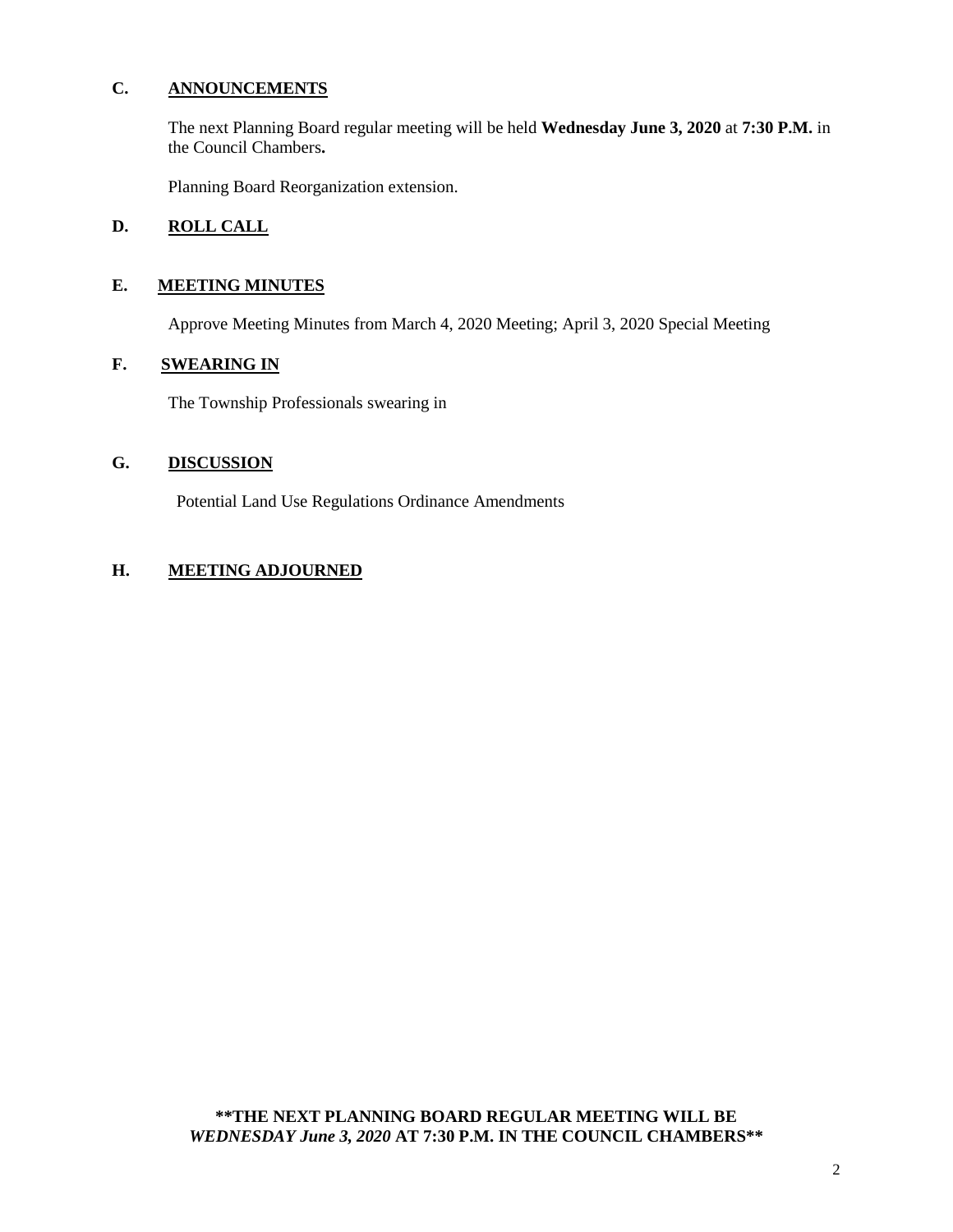## C. ANNOUNCEMENTS

The next Planning Board regular meeting will be held **Wednesday June 3, 2020** at **7:30 P.M.** in the Council Chambers**.**

Planning Board Reorganization extension.

## D. ROLL CALL

## E. MEETING MINUTES

Approve Meeting Minutes from March 4, 2020 Meeting; April 3, 2020 Special Meeting

## F. SWEARING IN

The Township Professionals swearing in

## G. DISCUSSION

Potential Land Use Regulations Ordinance Amendments

## H. MEETING ADJOURNED

**\*\*THE NEXT PLANNING BOARD REGULAR MEETING WILL BE *WEDNESDAY June 3, 2020* AT 7:30 P.M. IN THE COUNCIL CHAMBERS\*\***